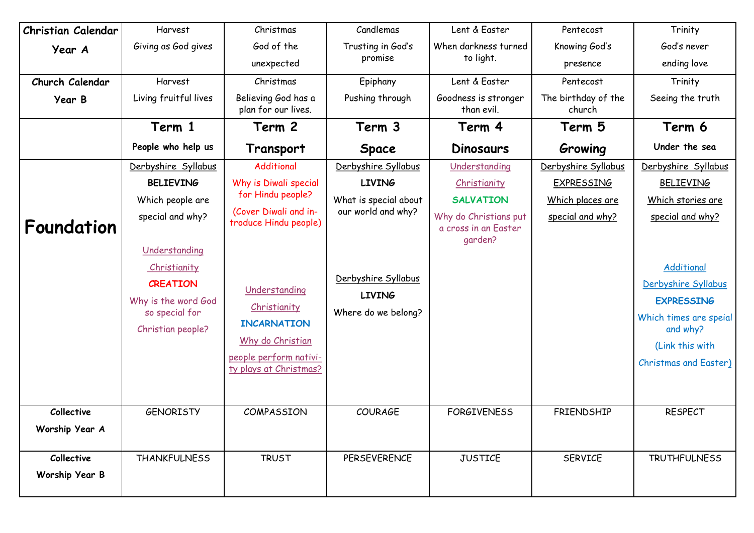| Christian Calendar Year A | Harvest<br>Giving as God gives | Christmas<br>God of the unexpected | Candlemas<br>Trusting in God's promise | Lent & Easter<br>When darkness turned to light. | Pentecost<br>Knowing God's presence | Trinity<br>God's never ending love |
|---|---|---|---|---|---|---|
| **Church Calendar Year B** | Harvest<br>Living fruitful lives | Christmas<br>Believing God has a plan for our lives. | Epiphany<br>Pushing through | Lent & Easter<br>Goodness is stronger than evil. | Pentecost<br>The birthday of the church | Trinity<br>Seeing the truth |
| | **Term 1**<br>**People who help us** | **Term 2**<br>**Transport** | **Term 3**<br>**Space** | **Term 4**<br>**Dinosaurs** | **Term 5**<br>**Growing** | **Term 6**<br>**Under the sea** |
| **Foundation** | Derbyshire Syllabus<br>**BELIEVING**<br>Which people are special and why?<br><br>Understanding Christianity<br>**CREATION**<br>Why is the word God so special for Christian people? | Additional<br>Why is Diwali special for Hindu people?<br>(Cover Diwali and introduce Hindu people)<br><br>Understanding Christianity<br>**INCARNATION**<br>Why do Christian people perform nativity plays at Christmas? | Derbyshire Syllabus<br>**LIVING**<br>What is special about our world and why?<br><br>Derbyshire Syllabus<br>**LIVING**<br>Where do we belong? | Understanding Christianity<br>**SALVATION**<br>Why do Christians put a cross in an Easter garden? | Derbyshire Syllabus<br>EXPRESSING<br>Which places are special and why? | Derbyshire Syllabus<br>BELIEVING<br>Which stories are special and why?<br><br>Additional Derbyshire Syllabus<br>**EXPRESSING**<br>Which times are speial and why?<br>(Link this with Christmas and Easter) |
| **Collective Worship Year A** | GENORISTY | COMPASSION | COURAGE | FORGIVENESS | FRIENDSHIP | RESPECT |
| **Collective Worship Year B** | THANKFULNESS | TRUST | PERSEVERENCE | JUSTICE | SERVICE | TRUTHFULNESS |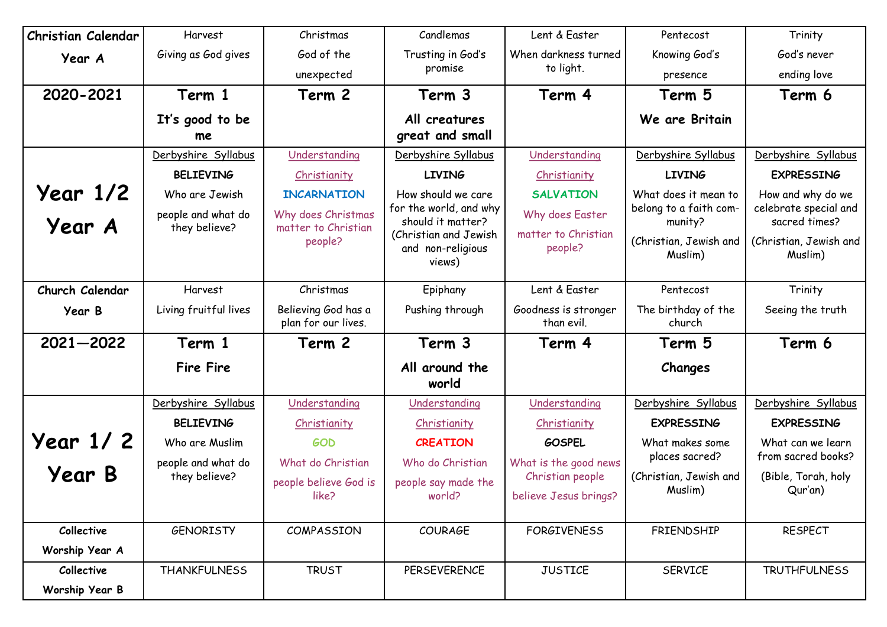| **Christian Calendar Year A** | Harvest<br>Giving as God gives | Christmas<br>God of the unexpected | Candlemas<br>Trusting in God's promise | Lent & Easter<br>When darkness turned to light. | Pentecost<br>Knowing God's presence | Trinity<br>God's never ending love |
|---|---|---|---|---|---|---|
| **2020-2021** | **Term 1**<br>**It's good to be me** | **Term 2** | **Term 3**<br>**All creatures great and small** | **Term 4** | **Term 5**<br>**We are Britain** | **Term 6** |
| **Year 1/2 Year A** | Derbyshire Syllabus<br>**BELIEVING**<br>Who are Jewish people and what do they believe? | Understanding Christianity<br>**INCARNATION**<br>Why does Christmas matter to Christian people? | Derbyshire Syllabus<br>**LIVING**<br>How should we care for the world, and why should it matter? (Christian and Jewish and non-religious views) | Understanding Christianity<br>**SALVATION**<br>Why does Easter matter to Christian people? | Derbyshire Syllabus<br>**LIVING**<br>What does it mean to belong to a faith community?<br>(Christian, Jewish and Muslim) | Derbyshire Syllabus<br>**EXPRESSING**<br>How and why do we celebrate special and sacred times?<br>(Christian, Jewish and Muslim) |
| **Church Calendar Year B** | Harvest<br>Living fruitful lives | Christmas<br>Believing God has a plan for our lives. | Epiphany<br>Pushing through | Lent & Easter<br>Goodness is stronger than evil. | Pentecost<br>The birthday of the church | Trinity<br>Seeing the truth |
| **2021—2022** | **Term 1**<br>**Fire Fire** | **Term 2** | **Term 3**<br>**All around the world** | **Term 4** | **Term 5**<br>**Changes** | **Term 6** |
| **Year 1/ 2 Year B** | Derbyshire Syllabus<br>**BELIEVING**<br>Who are Muslim people and what do they believe? | Understanding Christianity<br>**GOD**<br>What do Christian people believe God is like? | Understanding Christianity<br>**CREATION**<br>Who do Christian people say made the world? | Understanding Christianity<br>**GOSPEL**<br>What is the good news Christian people believe Jesus brings? | Derbyshire Syllabus<br>**EXPRESSING**<br>What makes some places sacred?<br>(Christian, Jewish and Muslim) | Derbyshire Syllabus<br>**EXPRESSING**<br>What can we learn from sacred books?<br>(Bible, Torah, holy Qur'an) |
| **Collective Worship Year A** | GENORISTY | COMPASSION | COURAGE | FORGIVENESS | FRIENDSHIP | RESPECT |
| **Collective Worship Year B** | THANKFULNESS | TRUST | PERSEVERENCE | JUSTICE | SERVICE | TRUTHFULNESS |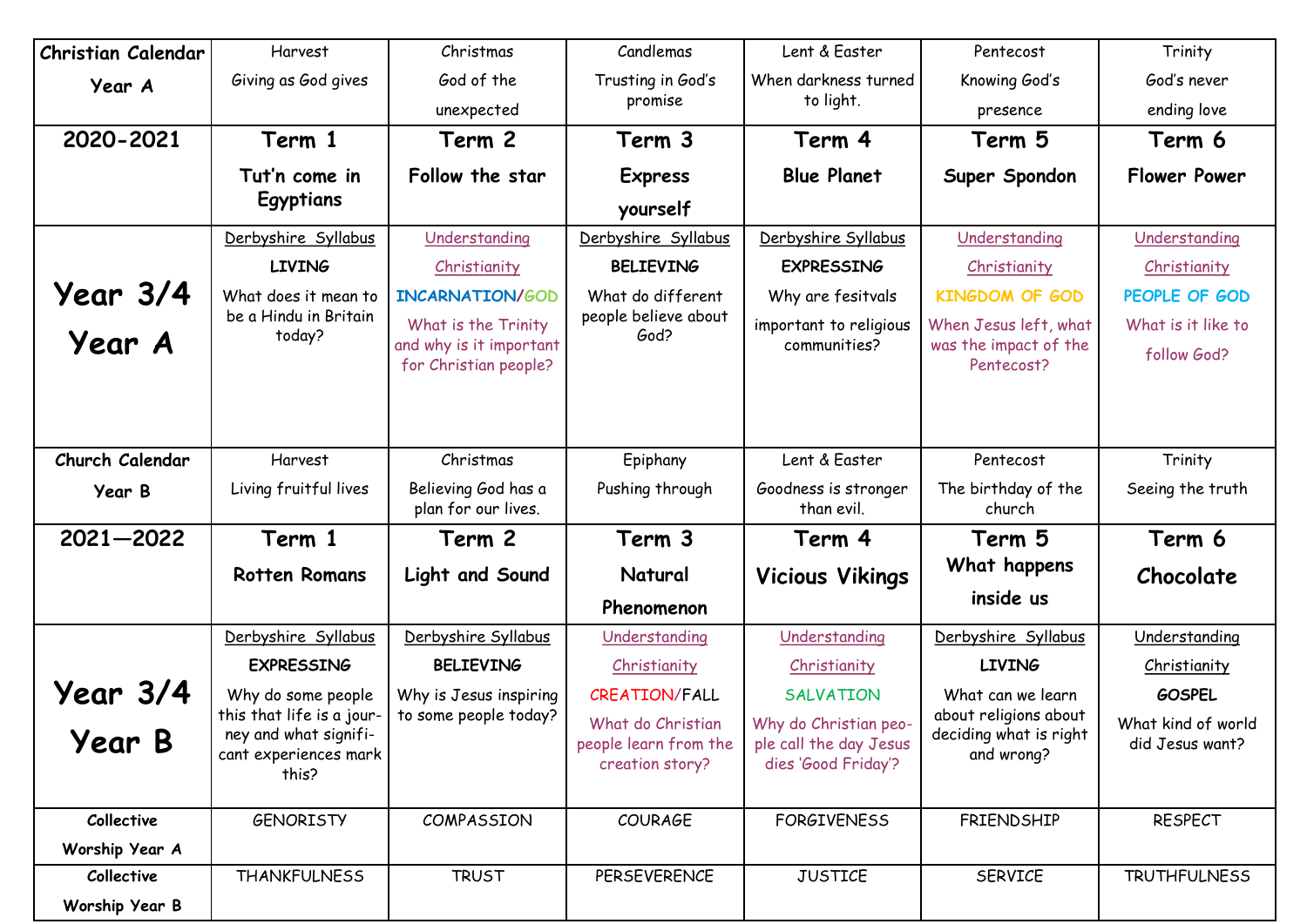| Christian Calendar Year A | Harvest<br>Giving as God gives | Christmas<br>God of the unexpected | Candlemas<br>Trusting in God's promise | Lent & Easter<br>When darkness turned to light. | Pentecost<br>Knowing God's presence | Trinity<br>God's never ending love |
|---|---|---|---|---|---|---|
| **2020-2021** | **Term 1**<br>**Tut'n come in Egyptians** | **Term 2**<br>**Follow the star** | **Term 3**<br>**Express yourself** | **Term 4**<br>**Blue Planet** | **Term 5**<br>**Super Spondon** | **Term 6**<br>**Flower Power** |
| **Year 3/4 Year A** | Derbyshire Syllabus<br>**LIVING**<br>What does it mean to be a Hindu in Britain today? | Understanding Christianity<br>**INCARNATION/GOD**<br>What is the Trinity and why is it important for Christian people? | Derbyshire Syllabus<br>**BELIEVING**<br>What do different people believe about God? | Derbyshire Syllabus<br>**EXPRESSING**<br>Why are fesitvals important to religious communities? | Understanding Christianity<br>**KINGDOM OF GOD**<br>When Jesus left, what was the impact of the Pentecost? | Understanding Christianity<br>**PEOPLE OF GOD**<br>What is it like to follow God? |
| **Church Calendar Year B** | Harvest<br>Living fruitful lives | Christmas<br>Believing God has a plan for our lives. | Epiphany<br>Pushing through | Lent & Easter<br>Goodness is stronger than evil. | Pentecost<br>The birthday of the church | Trinity<br>Seeing the truth |
| **2021—2022** | **Term 1**<br>**Rotten Romans** | **Term 2**<br>**Light and Sound** | **Term 3**<br>**Natural Phenomenon** | **Term 4**<br>**Vicious Vikings** | **Term 5**<br>**What happens inside us** | **Term 6**<br>**Chocolate** |
| **Year 3/4 Year B** | Derbyshire Syllabus<br>**EXPRESSING**<br>Why do some people this that life is a journey and what significant experiences mark this? | Derbyshire Syllabus<br>**BELIEVING**<br>Why is Jesus inspiring to some people today? | Understanding Christianity<br>**CREATION/FALL**<br>What do Christian people learn from the creation story? | Understanding Christianity<br>**SALVATION**<br>Why do Christian people call the day Jesus dies 'Good Friday'? | Derbyshire Syllabus<br>**LIVING**<br>What can we learn about religions about deciding what is right and wrong? | Understanding Christianity<br>**GOSPEL**<br>What kind of world did Jesus want? |
| **Collective Worship Year A** | GENORISTY | COMPASSION | COURAGE | FORGIVENESS | FRIENDSHIP | RESPECT |
| **Collective Worship Year B** | THANKFULNESS | TRUST | PERSEVERENCE | JUSTICE | SERVICE | TRUTHFULNESS |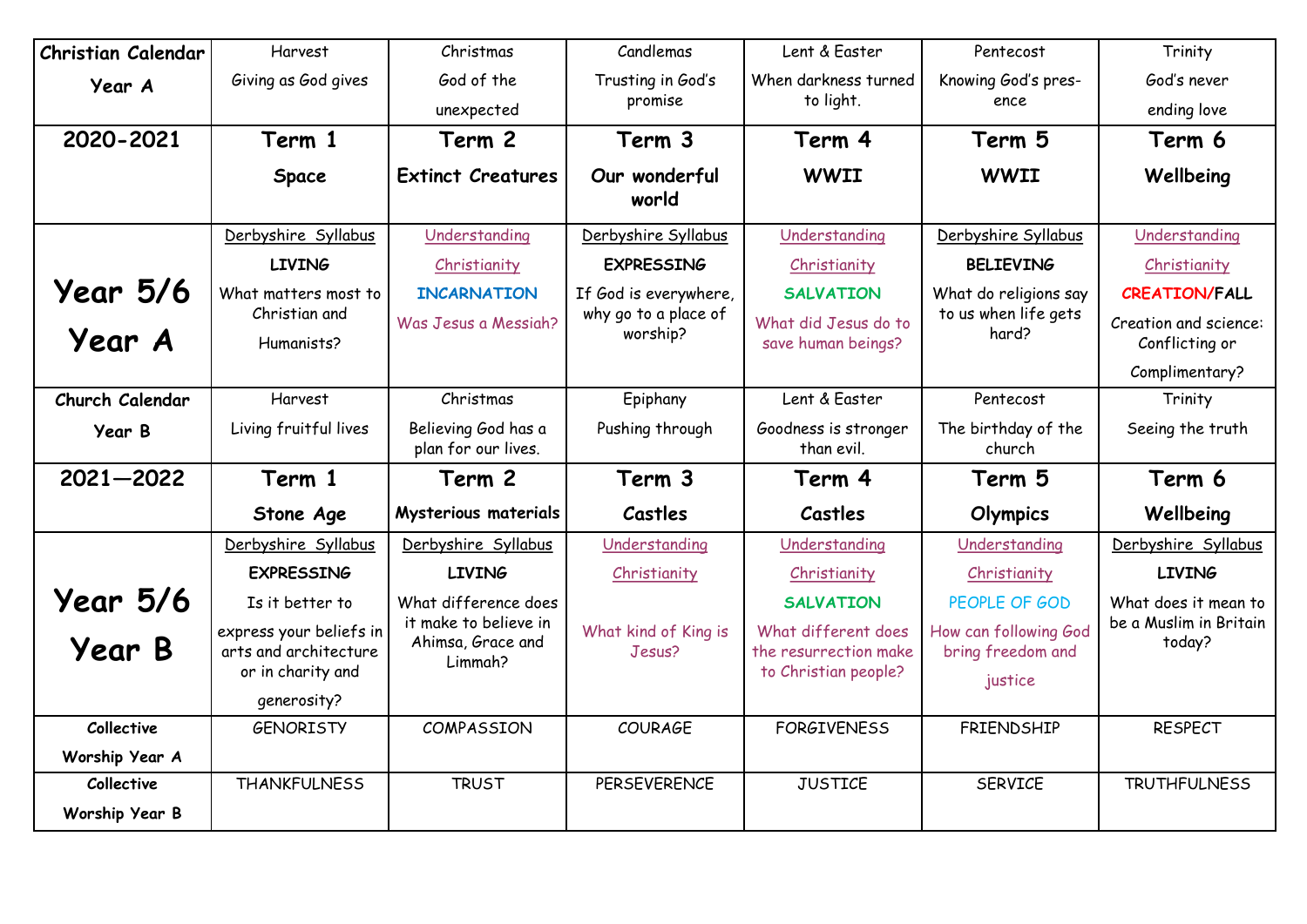| | | | | | | |
|---|---|---|---|---|---|---|
| **Christian Calendar Year A** | Harvest<br>Giving as God gives | Christmas<br>God of the unexpected | Candlemas<br>Trusting in God's promise | Lent & Easter<br>When darkness turned to light. | Pentecost<br>Knowing God's presence | Trinity<br>God's never ending love |
| **2020-2021** | **Term 1**<br>**Space** | **Term 2**<br>**Extinct Creatures** | **Term 3**<br>**Our wonderful world** | **Term 4**<br>**WWII** | **Term 5**<br>**WWII** | **Term 6**<br>**Wellbeing** |
| **Year 5/6 Year A** | Derbyshire Syllabus<br>**LIVING**<br>What matters most to Christian and Humanists? | Understanding Christianity<br>**INCARNATION**<br>Was Jesus a Messiah? | Derbyshire Syllabus<br>**EXPRESSING**<br>If God is everywhere, why go to a place of worship? | Understanding Christianity<br>**SALVATION**<br>What did Jesus do to save human beings? | Derbyshire Syllabus<br>**BELIEVING**<br>What do religions say to us when life gets hard? | Understanding Christianity<br>**CREATION/FALL**<br>Creation and science: Conflicting or Complimentary? |
| **Church Calendar Year B** | Harvest<br>Living fruitful lives | Christmas<br>Believing God has a plan for our lives. | Epiphany<br>Pushing through | Lent & Easter<br>Goodness is stronger than evil. | Pentecost<br>The birthday of the church | Trinity<br>Seeing the truth |
| **2021—2022** | **Term 1**<br>**Stone Age** | **Term 2**<br>**Mysterious materials** | **Term 3**<br>**Castles** | **Term 4**<br>**Castles** | **Term 5**<br>**Olympics** | **Term 6**<br>**Wellbeing** |
| **Year 5/6 Year B** | Derbyshire Syllabus<br>**EXPRESSING**<br>Is it better to express your beliefs in arts and architecture or in charity and generosity? | Derbyshire Syllabus<br>**LIVING**<br>What difference does it make to believe in Ahimsa, Grace and Limmah? | Understanding Christianity<br>What kind of King is Jesus? | Understanding Christianity<br>**SALVATION**<br>What different does the resurrection make to Christian people? | Understanding Christianity<br>PEOPLE OF GOD<br>How can following God bring freedom and justice | Derbyshire Syllabus<br>**LIVING**<br>What does it mean to be a Muslim in Britain today? |
| **Collective Worship Year A** | GENORISTY | COMPASSION | COURAGE | FORGIVENESS | FRIENDSHIP | RESPECT |
| **Collective Worship Year B** | THANKFULNESS | TRUST | PERSEVERENCE | JUSTICE | SERVICE | TRUTHFULNESS |